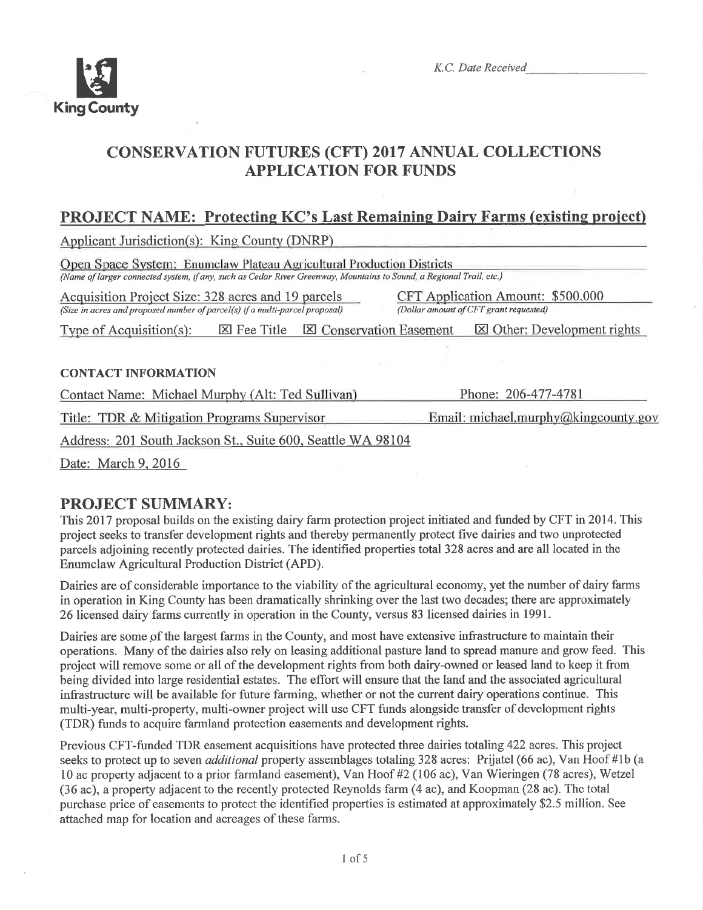King County

*K.C. Date Received* ____________

# CONSERVATION FUTURES (CFT) 2017 ANNUAL COLLECTIONS APPLICATION FOR FUNDS

## PROJECT NAME: Protecting KC's Last Remaining Dairy Farms (existing project)

Applicant Jurisdiction(s): King County (DNRP)

Open Space System: Enumclaw Plateau Agricultural Production Districts
*(Name of larger connected system, if any, such as Cedar River Greenway, Mountains to Sound, a Regional Trail, etc.)*

Acquisition Project Size: 328 acres and 19 parcels
*(Size in acres and proposed number of parcel(s) if a multi-parcel proposal)*

CFT Application Amount: $500,000
*(Dollar amount of CFT grant requested)*

Type of Acquisition(s): ☒ Fee Title ☒ Conservation Easement ☒ Other: Development rights

### CONTACT INFORMATION

Contact Name: Michael Murphy (Alt: Ted Sullivan)

Phone: 206-477-4781

Title: TDR & Mitigation Programs Supervisor

Email: michael.murphy@kingcounty.gov

Address: 201 South Jackson St., Suite 600, Seattle WA 98104

Date: March 9, 2016

## PROJECT SUMMARY:

This 2017 proposal builds on the existing dairy farm protection project initiated and funded by CFT in 2014. This project seeks to transfer development rights and thereby permanently protect five dairies and two unprotected parcels adjoining recently protected dairies. The identified properties total 328 acres and are all located in the Enumclaw Agricultural Production District (APD).

Dairies are of considerable importance to the viability of the agricultural economy, yet the number of dairy farms in operation in King County has been dramatically shrinking over the last two decades; there are approximately 26 licensed dairy farms currently in operation in the County, versus 83 licensed dairies in 1991.

Dairies are some of the largest farms in the County, and most have extensive infrastructure to maintain their operations. Many of the dairies also rely on leasing additional pasture land to spread manure and grow feed. This project will remove some or all of the development rights from both dairy-owned or leased land to keep it from being divided into large residential estates. The effort will ensure that the land and the associated agricultural infrastructure will be available for future farming, whether or not the current dairy operations continue. This multi-year, multi-property, multi-owner project will use CFT funds alongside transfer of development rights (TDR) funds to acquire farmland protection easements and development rights.

Previous CFT-funded TDR easement acquisitions have protected three dairies totaling 422 acres. This project seeks to protect up to seven *additional* property assemblages totaling 328 acres: Prijatel (66 ac), Van Hoof #1b (a 10 ac property adjacent to a prior farmland easement), Van Hoof #2 (106 ac), Van Wieringen (78 acres), Wetzel (36 ac), a property adjacent to the recently protected Reynolds farm (4 ac), and Koopman (28 ac). The total purchase price of easements to protect the identified properties is estimated at approximately $2.5 million. See attached map for location and acreages of these farms.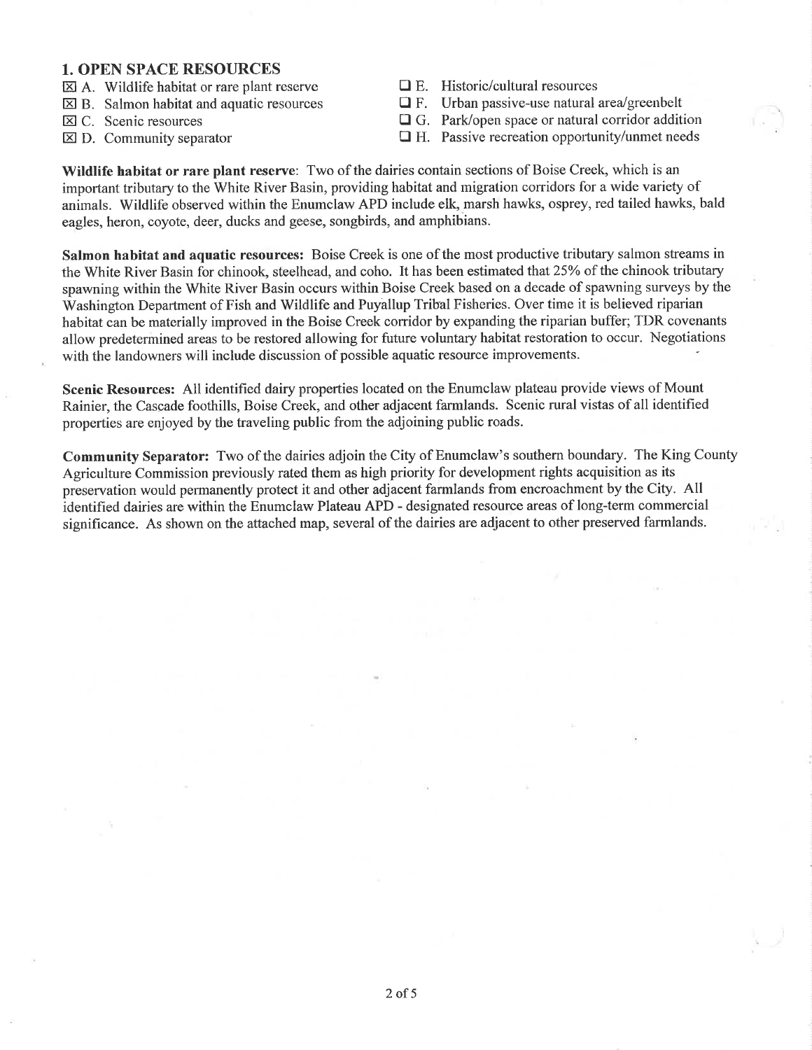## 1. OPEN SPACE RESOURCES

- ☒ A. Wildlife habitat or rare plant reserve
- ☒ B. Salmon habitat and aquatic resources
- ☒ C. Scenic resources
- ☒ D. Community separator
- ☐ E. Historic/cultural resources
- ☐ F. Urban passive-use natural area/greenbelt
- ☐ G. Park/open space or natural corridor addition
- ☐ H. Passive recreation opportunity/unmet needs

**Wildlife habitat or rare plant reserve**: Two of the dairies contain sections of Boise Creek, which is an important tributary to the White River Basin, providing habitat and migration corridors for a wide variety of animals. Wildlife observed within the Enumclaw APD include elk, marsh hawks, osprey, red tailed hawks, bald eagles, heron, coyote, deer, ducks and geese, songbirds, and amphibians.

**Salmon habitat and aquatic resources:** Boise Creek is one of the most productive tributary salmon streams in the White River Basin for chinook, steelhead, and coho. It has been estimated that 25% of the chinook tributary spawning within the White River Basin occurs within Boise Creek based on a decade of spawning surveys by the Washington Department of Fish and Wildlife and Puyallup Tribal Fisheries. Over time it is believed riparian habitat can be materially improved in the Boise Creek corridor by expanding the riparian buffer; TDR covenants allow predetermined areas to be restored allowing for future voluntary habitat restoration to occur. Negotiations with the landowners will include discussion of possible aquatic resource improvements.

**Scenic Resources:** All identified dairy properties located on the Enumclaw plateau provide views of Mount Rainier, the Cascade foothills, Boise Creek, and other adjacent farmlands. Scenic rural vistas of all identified properties are enjoyed by the traveling public from the adjoining public roads.

**Community Separator:** Two of the dairies adjoin the City of Enumclaw's southern boundary. The King County Agriculture Commission previously rated them as high priority for development rights acquisition as its preservation would permanently protect it and other adjacent farmlands from encroachment by the City. All identified dairies are within the Enumclaw Plateau APD - designated resource areas of long-term commercial significance. As shown on the attached map, several of the dairies are adjacent to other preserved farmlands.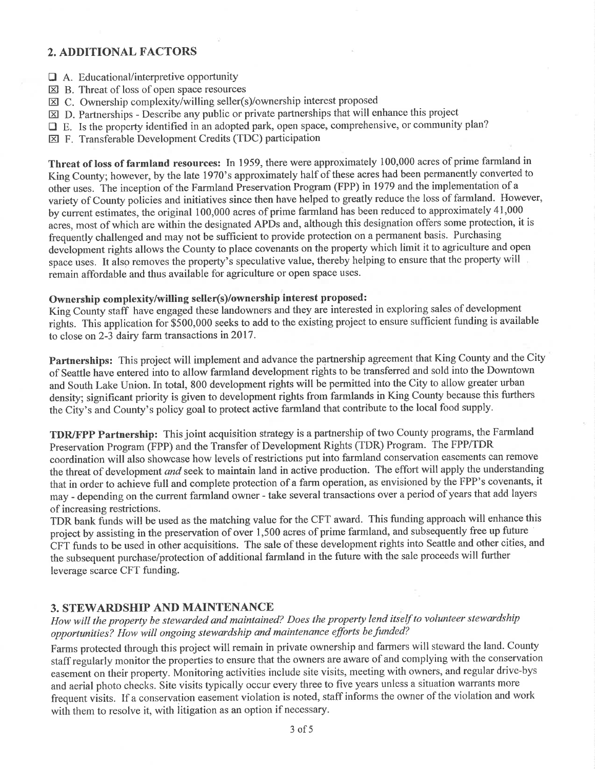## 2. ADDITIONAL FACTORS

- ☐ A. Educational/interpretive opportunity
- ☒ B. Threat of loss of open space resources
- ☒ C. Ownership complexity/willing seller(s)/ownership interest proposed
- ☒ D. Partnerships - Describe any public or private partnerships that will enhance this project
- ☐ E. Is the property identified in an adopted park, open space, comprehensive, or community plan?
- ☒ F. Transferable Development Credits (TDC) participation

**Threat of loss of farmland resources:** In 1959, there were approximately 100,000 acres of prime farmland in King County; however, by the late 1970's approximately half of these acres had been permanently converted to other uses. The inception of the Farmland Preservation Program (FPP) in 1979 and the implementation of a variety of County policies and initiatives since then have helped to greatly reduce the loss of farmland. However, by current estimates, the original 100,000 acres of prime farmland has been reduced to approximately 41,000 acres, most of which are within the designated APDs and, although this designation offers some protection, it is frequently challenged and may not be sufficient to provide protection on a permanent basis. Purchasing development rights allows the County to place covenants on the property which limit it to agriculture and open space uses. It also removes the property's speculative value, thereby helping to ensure that the property will remain affordable and thus available for agriculture or open space uses.

**Ownership complexity/willing seller(s)/ownership interest proposed:**
King County staff have engaged these landowners and they are interested in exploring sales of development rights. This application for $500,000 seeks to add to the existing project to ensure sufficient funding is available to close on 2-3 dairy farm transactions in 2017.

**Partnerships:** This project will implement and advance the partnership agreement that King County and the City of Seattle have entered into to allow farmland development rights to be transferred and sold into the Downtown and South Lake Union. In total, 800 development rights will be permitted into the City to allow greater urban density; significant priority is given to development rights from farmlands in King County because this furthers the City's and County's policy goal to protect active farmland that contribute to the local food supply.

**TDR/FPP Partnership:** This joint acquisition strategy is a partnership of two County programs, the Farmland Preservation Program (FPP) and the Transfer of Development Rights (TDR) Program. The FPP/TDR coordination will also showcase how levels of restrictions put into farmland conservation easements can remove the threat of development *and* seek to maintain land in active production. The effort will apply the understanding that in order to achieve full and complete protection of a farm operation, as envisioned by the FPP's covenants, it may - depending on the current farmland owner - take several transactions over a period of years that add layers of increasing restrictions.
TDR bank funds will be used as the matching value for the CFT award. This funding approach will enhance this project by assisting in the preservation of over 1,500 acres of prime farmland, and subsequently free up future CFT funds to be used in other acquisitions. The sale of these development rights into Seattle and other cities, and the subsequent purchase/protection of additional farmland in the future with the sale proceeds will further leverage scarce CFT funding.

## 3. STEWARDSHIP AND MAINTENANCE

*How will the property be stewarded and maintained? Does the property lend itself to volunteer stewardship opportunities? How will ongoing stewardship and maintenance efforts be funded?*

Farms protected through this project will remain in private ownership and farmers will steward the land. County staff regularly monitor the properties to ensure that the owners are aware of and complying with the conservation easement on their property. Monitoring activities include site visits, meeting with owners, and regular drive-bys and aerial photo checks. Site visits typically occur every three to five years unless a situation warrants more frequent visits. If a conservation easement violation is noted, staff informs the owner of the violation and work with them to resolve it, with litigation as an option if necessary.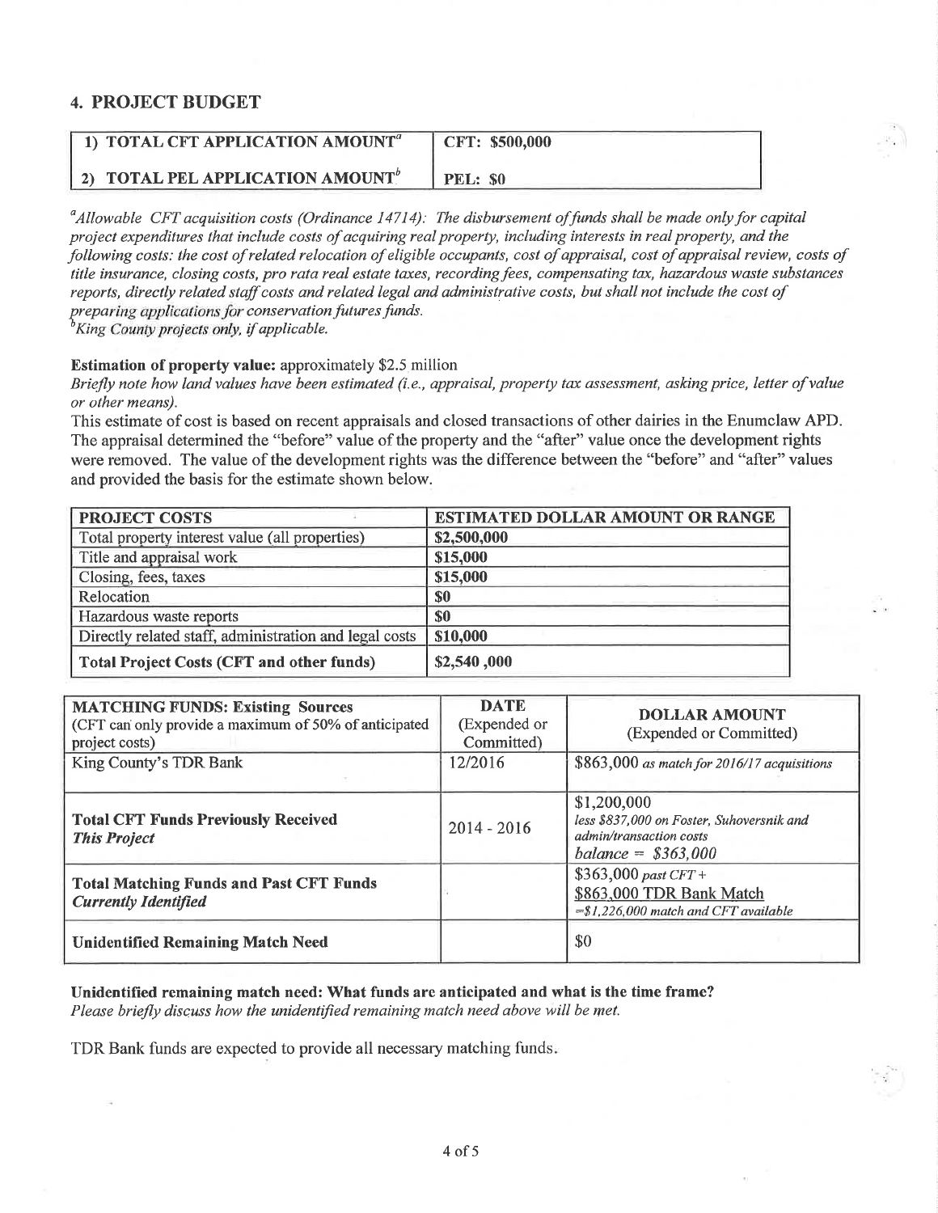## 4. PROJECT BUDGET

| 1) TOTAL CFT APPLICATION AMOUNT[a] | CFT: $500,000 |
|---|---|
| 2) TOTAL PEL APPLICATION AMOUNT[b] | PEL: $0 |

*[a]Allowable CFT acquisition costs (Ordinance 14714): The disbursement of funds shall be made only for capital project expenditures that include costs of acquiring real property, including interests in real property, and the following costs: the cost of related relocation of eligible occupants, cost of appraisal, cost of appraisal review, costs of title insurance, closing costs, pro rata real estate taxes, recording fees, compensating tax, hazardous waste substances reports, directly related staff costs and related legal and administrative costs, but shall not include the cost of preparing applications for conservation futures funds.*
*[b]King County projects only, if applicable.*

**Estimation of property value:** approximately $2.5 million
*Briefly note how land values have been estimated (i.e., appraisal, property tax assessment, asking price, letter of value or other means).*
This estimate of cost is based on recent appraisals and closed transactions of other dairies in the Enumclaw APD. The appraisal determined the "before" value of the property and the "after" value once the development rights were removed. The value of the development rights was the difference between the "before" and "after" values and provided the basis for the estimate shown below.

| PROJECT COSTS | ESTIMATED DOLLAR AMOUNT OR RANGE |
|---|---|
| Total property interest value (all properties) | $2,500,000 |
| Title and appraisal work | $15,000 |
| Closing, fees, taxes | $15,000 |
| Relocation | $0 |
| Hazardous waste reports | $0 |
| Directly related staff, administration and legal costs | $10,000 |
| **Total Project Costs (CFT and other funds)** | $2,540 ,000 |

| **MATCHING FUNDS: Existing Sources** (CFT can only provide a maximum of 50% of anticipated project costs) | **DATE** (Expended or Committed) | **DOLLAR AMOUNT** (Expended or Committed) |
|---|---|---|
| King County's TDR Bank | 12/2016 | $863,000 *as match for 2016/17 acquisitions* |
| **Total CFT Funds Previously Received** ***This Project*** | 2014 - 2016 | $1,200,000 *less $837,000 on Foster, Suhoversnik and admin/transaction costs* *balance = $363,000* |
| **Total Matching Funds and Past CFT Funds** ***Currently Identified*** | | $363,000 *past CFT* + $863,000 TDR Bank Match *=$1,226,000 match and CFT available* |
| **Unidentified Remaining Match Need** | | $0 |

**Unidentified remaining match need: What funds are anticipated and what is the time frame?**
*Please briefly discuss how the unidentified remaining match need above will be met.*

TDR Bank funds are expected to provide all necessary matching funds.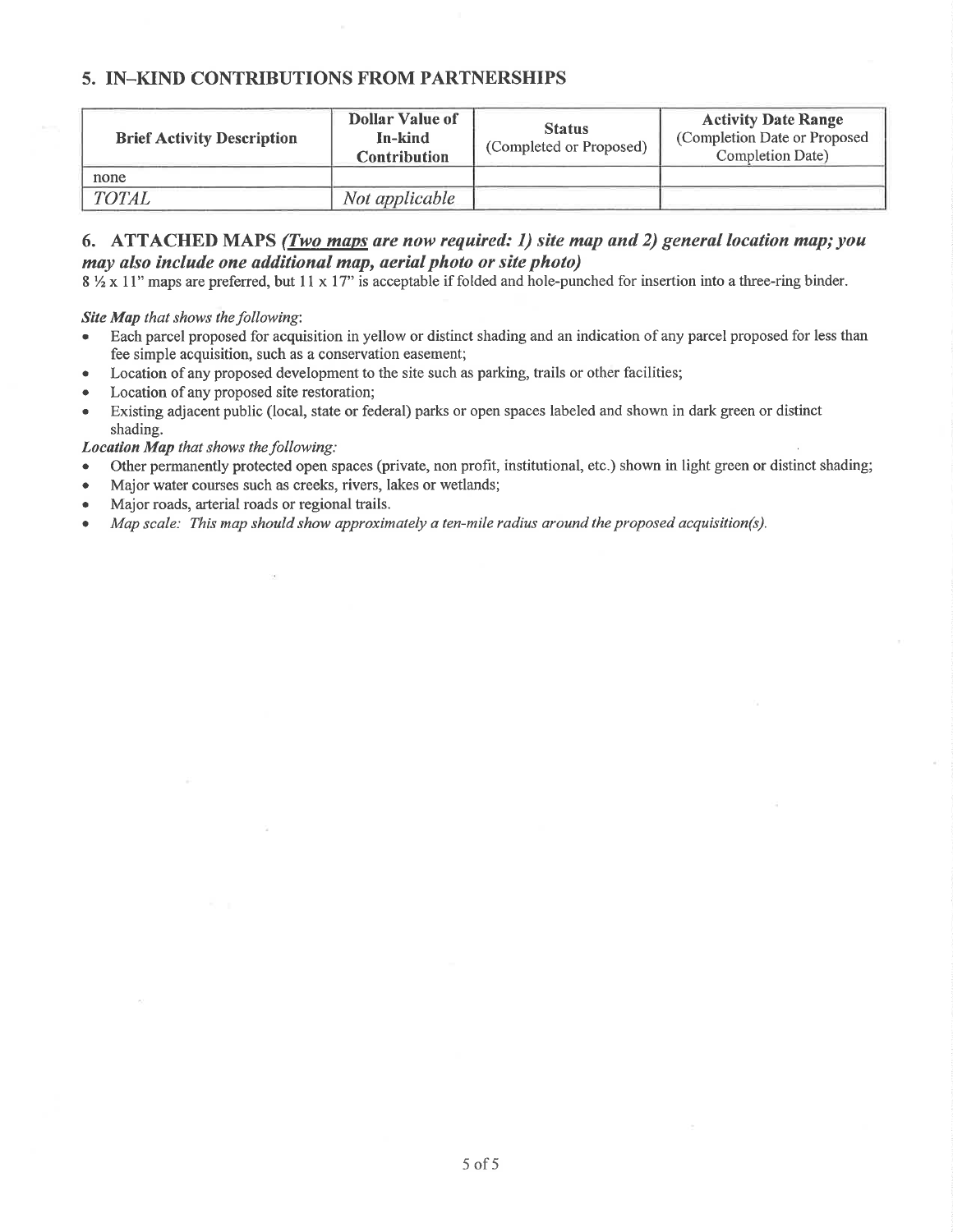## 5. IN-KIND CONTRIBUTIONS FROM PARTNERSHIPS

| Brief Activity Description | Dollar Value of In-kind Contribution | Status (Completed or Proposed) | Activity Date Range (Completion Date or Proposed Completion Date) |
|---|---|---|---|
| none | | | |
| *TOTAL* | *Not applicable* | | |

## 6. ATTACHED MAPS *(__Two maps__ are now required: 1) site map and 2) general location map; you may also include one additional map, aerial photo or site photo)*

8 ½ x 11" maps are preferred, but 11 x 17" is acceptable if folded and hole-punched for insertion into a three-ring binder.

***Site Map** that shows the following*:

- Each parcel proposed for acquisition in yellow or distinct shading and an indication of any parcel proposed for less than fee simple acquisition, such as a conservation easement;
- Location of any proposed development to the site such as parking, trails or other facilities;
- Location of any proposed site restoration;
- Existing adjacent public (local, state or federal) parks or open spaces labeled and shown in dark green or distinct shading.

***Location Map** that shows the following:*

- Other permanently protected open spaces (private, non profit, institutional, etc.) shown in light green or distinct shading;
- Major water courses such as creeks, rivers, lakes or wetlands;
- Major roads, arterial roads or regional trails.
- *Map scale: This map should show approximately a ten-mile radius around the proposed acquisition(s).*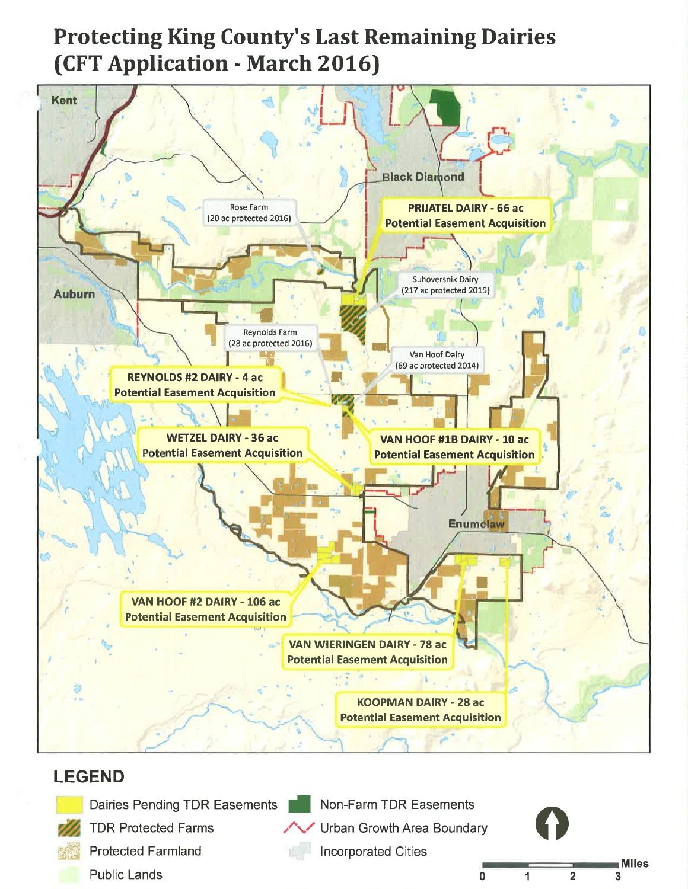# Protecting King County's Last Remaining Dairies (CFT Application - March 2016)

Kent

Auburn

Black Diamond

Enumclaw

Rose Farm
(20 ac protected 2016)

PRIJATEL DAIRY - 66 ac
Potential Easement Acquisition

Suhoversnik Dairy
(217 ac protected 2015)

Reynolds Farm
(28 ac protected 2016)

Van Hoof Dairy
(69 ac protected 2014)

REYNOLDS #2 DAIRY - 4 ac
Potential Easement Acquisition

WETZEL DAIRY - 36 ac
Potential Easement Acquisition

VAN HOOF #1B DAIRY - 10 ac
Potential Easement Acquisition

VAN HOOF #2 DAIRY - 106 ac
Potential Easement Acquisition

VAN WIERINGEN DAIRY - 78 ac
Potential Easement Acquisition

KOOPMAN DAIRY - 28 ac
Potential Easement Acquisition

## LEGEND

- Dairies Pending TDR Easements
- TDR Protected Farms
- Protected Farmland
- Public Lands
- Non-Farm TDR Easements
- Urban Growth Area Boundary
- Incorporated Cities

Miles
0 1 2 3